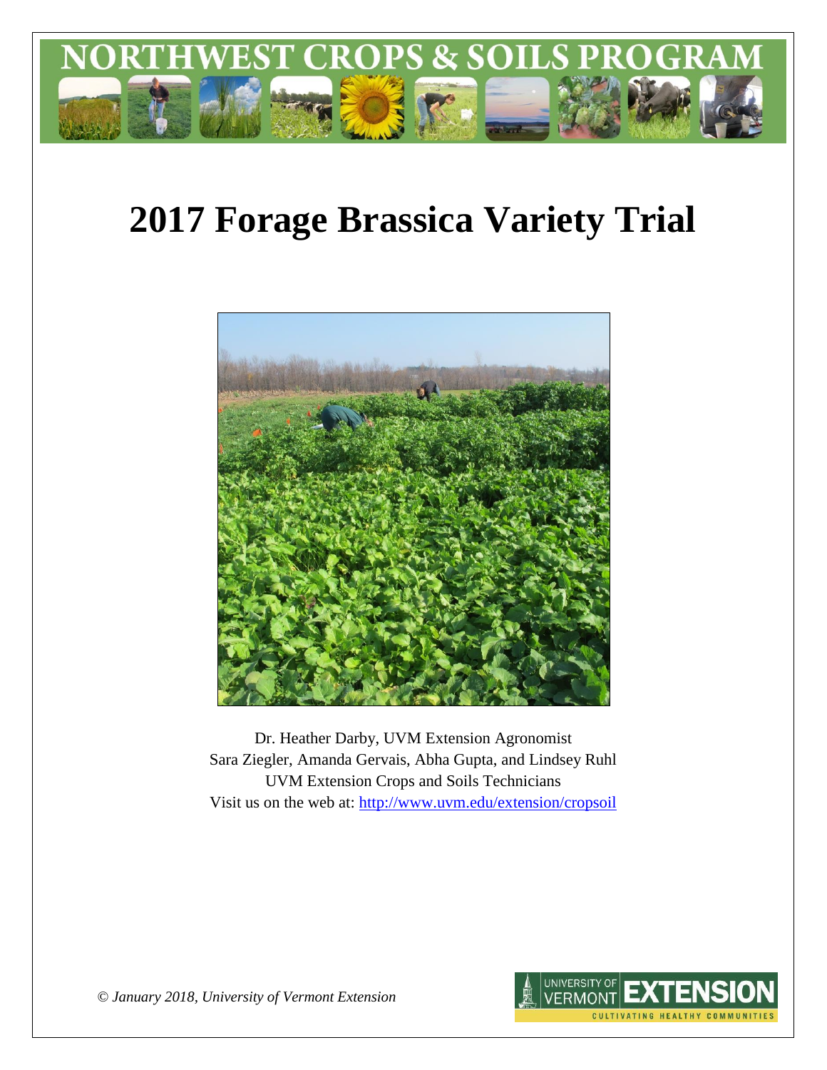# NORTHWEST CROPS & SOILS PROGRAM

# 2017 Forage Brassica Variety Trial

Dr. Heather Darby, UVM Extension Agronomist
Sara Ziegler, Amanda Gervais, Abha Gupta, and Lindsey Ruhl
UVM Extension Crops and Soils Technicians
Visit us on the web at: http://www.uvm.edu/extension/cropsoil

*© January 2018, University of Vermont Extension*

UNIVERSITY OF VERMONT EXTENSION
CULTIVATING HEALTHY COMMUNITIES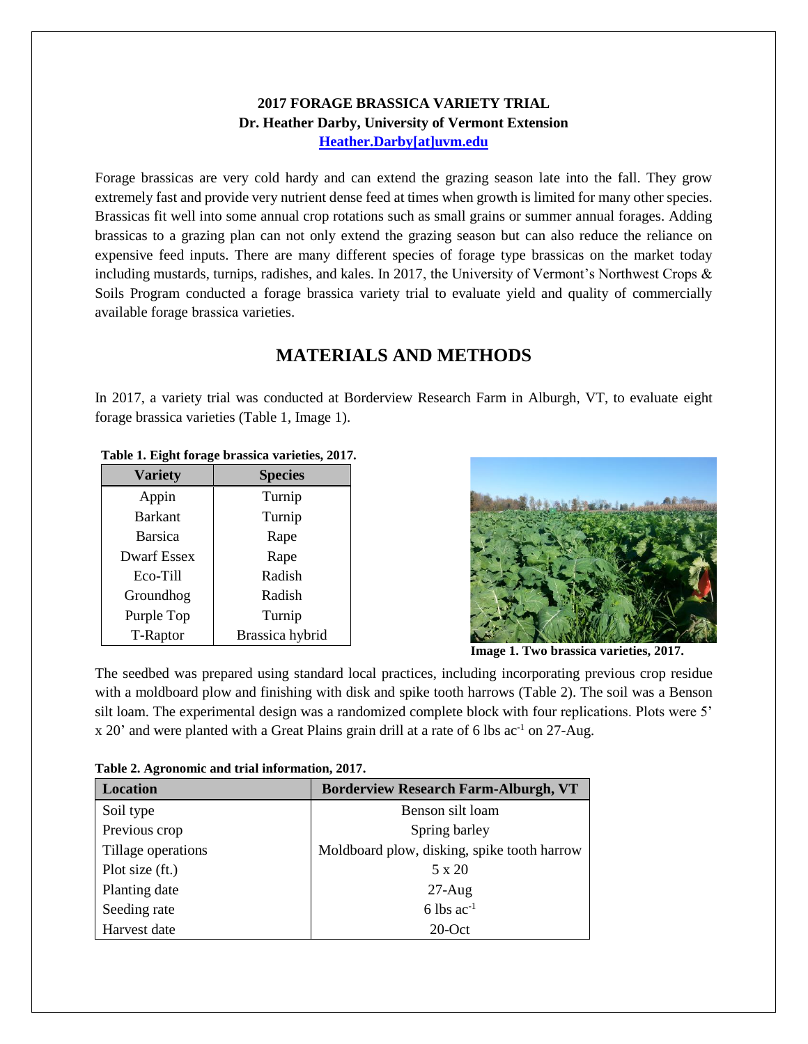**2017 FORAGE BRASSICA VARIETY TRIAL**
**Dr. Heather Darby, University of Vermont Extension**
**Heather.Darby[at]uvm.edu**

Forage brassicas are very cold hardy and can extend the grazing season late into the fall. They grow extremely fast and provide very nutrient dense feed at times when growth is limited for many other species. Brassicas fit well into some annual crop rotations such as small grains or summer annual forages. Adding brassicas to a grazing plan can not only extend the grazing season but can also reduce the reliance on expensive feed inputs. There are many different species of forage type brassicas on the market today including mustards, turnips, radishes, and kales. In 2017, the University of Vermont's Northwest Crops & Soils Program conducted a forage brassica variety trial to evaluate yield and quality of commercially available forage brassica varieties.

## MATERIALS AND METHODS

In 2017, a variety trial was conducted at Borderview Research Farm in Alburgh, VT, to evaluate eight forage brassica varieties (Table 1, Image 1).

**Table 1. Eight forage brassica varieties, 2017.**

| Variety | Species |
|---|---|
| Appin | Turnip |
| Barkant | Turnip |
| Barsica | Rape |
| Dwarf Essex | Rape |
| Eco-Till | Radish |
| Groundhog | Radish |
| Purple Top | Turnip |
| T-Raptor | Brassica hybrid |

**Image 1. Two brassica varieties, 2017.**

The seedbed was prepared using standard local practices, including incorporating previous crop residue with a moldboard plow and finishing with disk and spike tooth harrows (Table 2). The soil was a Benson silt loam. The experimental design was a randomized complete block with four replications. Plots were 5' x 20' and were planted with a Great Plains grain drill at a rate of 6 lbs ac$^{-1}$ on 27-Aug.

**Table 2. Agronomic and trial information, 2017.**

| Location | Borderview Research Farm-Alburgh, VT |
|---|---|
| Soil type | Benson silt loam |
| Previous crop | Spring barley |
| Tillage operations | Moldboard plow, disking, spike tooth harrow |
| Plot size (ft.) | 5 x 20 |
| Planting date | 27-Aug |
| Seeding rate | 6 lbs ac$^{-1}$ |
| Harvest date | 20-Oct |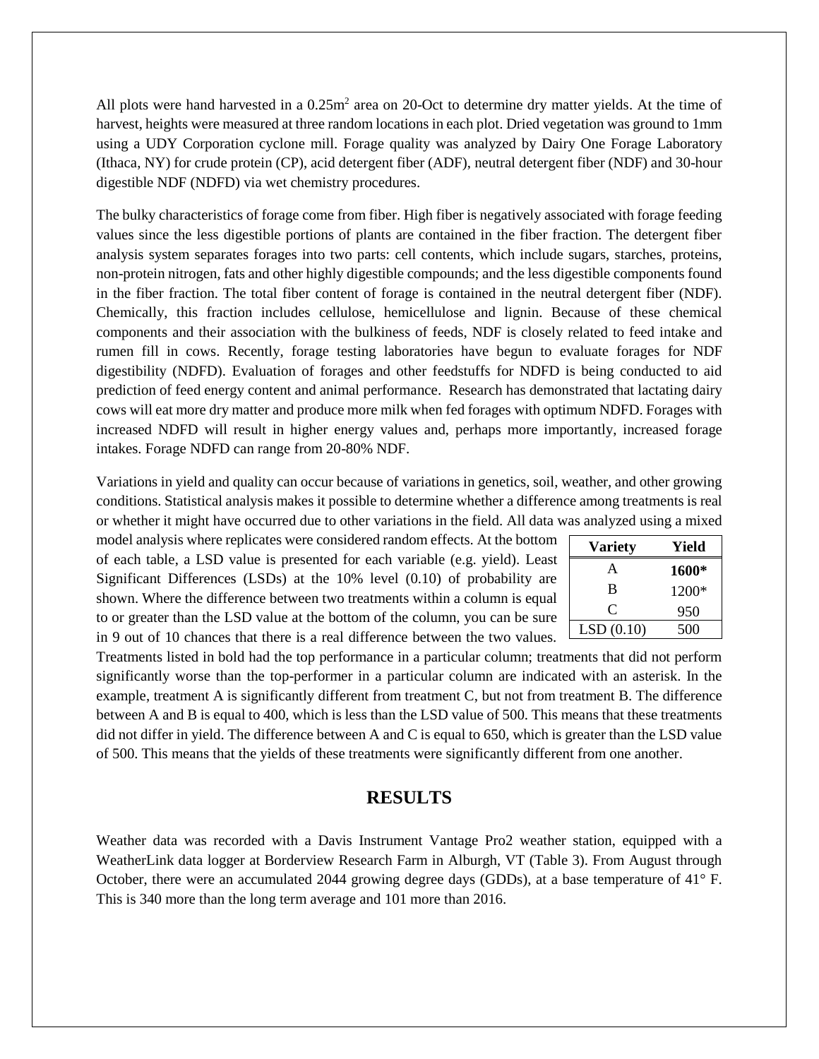All plots were hand harvested in a 0.25m$^2$ area on 20-Oct to determine dry matter yields. At the time of harvest, heights were measured at three random locations in each plot. Dried vegetation was ground to 1mm using a UDY Corporation cyclone mill. Forage quality was analyzed by Dairy One Forage Laboratory (Ithaca, NY) for crude protein (CP), acid detergent fiber (ADF), neutral detergent fiber (NDF) and 30-hour digestible NDF (NDFD) via wet chemistry procedures.

The bulky characteristics of forage come from fiber. High fiber is negatively associated with forage feeding values since the less digestible portions of plants are contained in the fiber fraction. The detergent fiber analysis system separates forages into two parts: cell contents, which include sugars, starches, proteins, non-protein nitrogen, fats and other highly digestible compounds; and the less digestible components found in the fiber fraction. The total fiber content of forage is contained in the neutral detergent fiber (NDF). Chemically, this fraction includes cellulose, hemicellulose and lignin. Because of these chemical components and their association with the bulkiness of feeds, NDF is closely related to feed intake and rumen fill in cows. Recently, forage testing laboratories have begun to evaluate forages for NDF digestibility (NDFD). Evaluation of forages and other feedstuffs for NDFD is being conducted to aid prediction of feed energy content and animal performance. Research has demonstrated that lactating dairy cows will eat more dry matter and produce more milk when fed forages with optimum NDFD. Forages with increased NDFD will result in higher energy values and, perhaps more importantly, increased forage intakes. Forage NDFD can range from 20-80% NDF.

Variations in yield and quality can occur because of variations in genetics, soil, weather, and other growing conditions. Statistical analysis makes it possible to determine whether a difference among treatments is real or whether it might have occurred due to other variations in the field. All data was analyzed using a mixed model analysis where replicates were considered random effects. At the bottom of each table, a LSD value is presented for each variable (e.g. yield). Least Significant Differences (LSDs) at the 10% level (0.10) of probability are shown. Where the difference between two treatments within a column is equal to or greater than the LSD value at the bottom of the column, you can be sure in 9 out of 10 chances that there is a real difference between the two values. Treatments listed in bold had the top performance in a particular column; treatments that did not perform significantly worse than the top-performer in a particular column are indicated with an asterisk. In the example, treatment A is significantly different from treatment C, but not from treatment B. The difference between A and B is equal to 400, which is less than the LSD value of 500. This means that these treatments did not differ in yield. The difference between A and C is equal to 650, which is greater than the LSD value of 500. This means that the yields of these treatments were significantly different from one another.

| Variety | Yield |
|---|---|
| A | **1600*** |
| B | 1200* |
| C | 950 |
| LSD (0.10) | 500 |

## RESULTS

Weather data was recorded with a Davis Instrument Vantage Pro2 weather station, equipped with a WeatherLink data logger at Borderview Research Farm in Alburgh, VT (Table 3). From August through October, there were an accumulated 2044 growing degree days (GDDs), at a base temperature of 41° F. This is 340 more than the long term average and 101 more than 2016.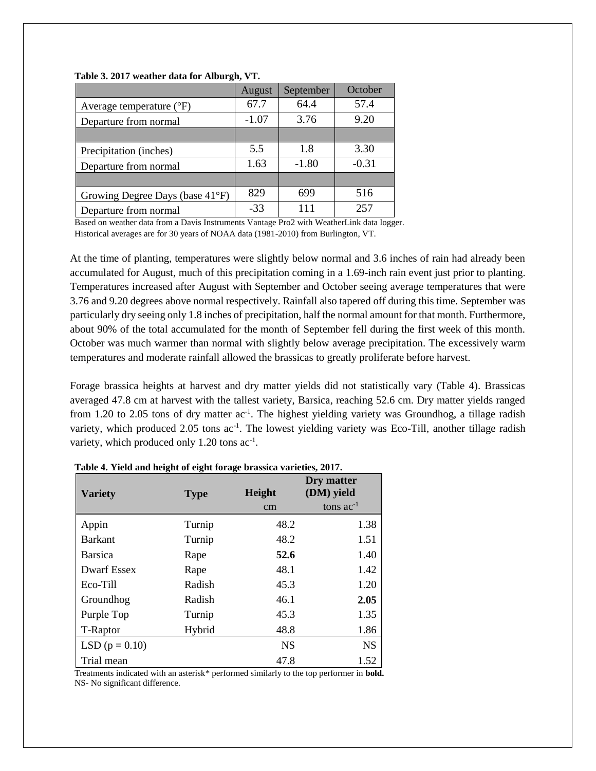**Table 3. 2017 weather data for Alburgh, VT.**

| | August | September | October |
|---|---|---|---|
| Average temperature (°F) | 67.7 | 64.4 | 57.4 |
| Departure from normal | -1.07 | 3.76 | 9.20 |
| | | | |
| Precipitation (inches) | 5.5 | 1.8 | 3.30 |
| Departure from normal | 1.63 | -1.80 | -0.31 |
| | | | |
| Growing Degree Days (base 41°F) | 829 | 699 | 516 |
| Departure from normal | -33 | 111 | 257 |

Based on weather data from a Davis Instruments Vantage Pro2 with WeatherLink data logger.
Historical averages are for 30 years of NOAA data (1981-2010) from Burlington, VT.

At the time of planting, temperatures were slightly below normal and 3.6 inches of rain had already been accumulated for August, much of this precipitation coming in a 1.69-inch rain event just prior to planting. Temperatures increased after August with September and October seeing average temperatures that were 3.76 and 9.20 degrees above normal respectively. Rainfall also tapered off during this time. September was particularly dry seeing only 1.8 inches of precipitation, half the normal amount for that month. Furthermore, about 90% of the total accumulated for the month of September fell during the first week of this month. October was much warmer than normal with slightly below average precipitation. The excessively warm temperatures and moderate rainfall allowed the brassicas to greatly proliferate before harvest.

Forage brassica heights at harvest and dry matter yields did not statistically vary (Table 4). Brassicas averaged 47.8 cm at harvest with the tallest variety, Barsica, reaching 52.6 cm. Dry matter yields ranged from 1.20 to 2.05 tons of dry matter $ac^{-1}$. The highest yielding variety was Groundhog, a tillage radish variety, which produced 2.05 tons $ac^{-1}$. The lowest yielding variety was Eco-Till, another tillage radish variety, which produced only 1.20 tons $ac^{-1}$.

**Table 4. Yield and height of eight forage brassica varieties, 2017.**

| Variety | Type | Height | Dry matter (DM) yield |
|---|---|---|---|
| | | cm | tons $ac^{-1}$ |
| Appin | Turnip | 48.2 | 1.38 |
| Barkant | Turnip | 48.2 | 1.51 |
| Barsica | Rape | **52.6** | 1.40 |
| Dwarf Essex | Rape | 48.1 | 1.42 |
| Eco-Till | Radish | 45.3 | 1.20 |
| Groundhog | Radish | 46.1 | **2.05** |
| Purple Top | Turnip | 45.3 | 1.35 |
| T-Raptor | Hybrid | 48.8 | 1.86 |
| LSD (p = 0.10) | | NS | NS |
| Trial mean | | 47.8 | 1.52 |

Treatments indicated with an asterisk* performed similarly to the top performer in **bold.**
NS- No significant difference.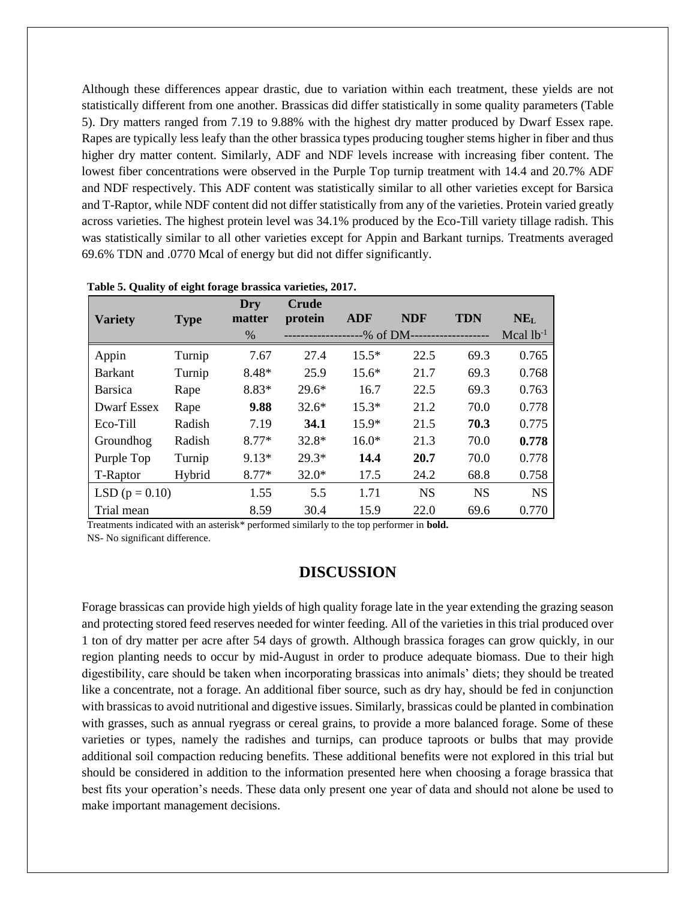Although these differences appear drastic, due to variation within each treatment, these yields are not statistically different from one another. Brassicas did differ statistically in some quality parameters (Table 5). Dry matters ranged from 7.19 to 9.88% with the highest dry matter produced by Dwarf Essex rape. Rapes are typically less leafy than the other brassica types producing tougher stems higher in fiber and thus higher dry matter content. Similarly, ADF and NDF levels increase with increasing fiber content. The lowest fiber concentrations were observed in the Purple Top turnip treatment with 14.4 and 20.7% ADF and NDF respectively. This ADF content was statistically similar to all other varieties except for Barsica and T-Raptor, while NDF content did not differ statistically from any of the varieties. Protein varied greatly across varieties. The highest protein level was 34.1% produced by the Eco-Till variety tillage radish. This was statistically similar to all other varieties except for Appin and Barkant turnips. Treatments averaged 69.6% TDN and .0770 Mcal of energy but did not differ significantly.

**Table 5. Quality of eight forage brassica varieties, 2017.**

| Variety | Type | Dry matter | Crude protein | ADF | NDF | TDN | $NE_L$ |
|---|---|---|---|---|---|---|---|
| | | % | -------------------% of DM | ------------------- | | | Mcal $lb^{-1}$ |
| Appin | Turnip | 7.67 | 27.4 | 15.5* | 22.5 | 69.3 | 0.765 |
| Barkant | Turnip | 8.48* | 25.9 | 15.6* | 21.7 | 69.3 | 0.768 |
| Barsica | Rape | 8.83* | 29.6* | 16.7 | 22.5 | 69.3 | 0.763 |
| Dwarf Essex | Rape | **9.88** | 32.6* | 15.3* | 21.2 | 70.0 | 0.778 |
| Eco-Till | Radish | 7.19 | **34.1** | 15.9* | 21.5 | **70.3** | 0.775 |
| Groundhog | Radish | 8.77* | 32.8* | 16.0* | 21.3 | 70.0 | **0.778** |
| Purple Top | Turnip | 9.13* | 29.3* | **14.4** | **20.7** | 70.0 | 0.778 |
| T-Raptor | Hybrid | 8.77* | 32.0* | 17.5 | 24.2 | 68.8 | 0.758 |
| LSD (p = 0.10) | | 1.55 | 5.5 | 1.71 | NS | NS | NS |
| Trial mean | | 8.59 | 30.4 | 15.9 | 22.0 | 69.6 | 0.770 |

Treatments indicated with an asterisk* performed similarly to the top performer in **bold.**

NS- No significant difference.

## DISCUSSION

Forage brassicas can provide high yields of high quality forage late in the year extending the grazing season and protecting stored feed reserves needed for winter feeding. All of the varieties in this trial produced over 1 ton of dry matter per acre after 54 days of growth. Although brassica forages can grow quickly, in our region planting needs to occur by mid-August in order to produce adequate biomass. Due to their high digestibility, care should be taken when incorporating brassicas into animals' diets; they should be treated like a concentrate, not a forage. An additional fiber source, such as dry hay, should be fed in conjunction with brassicas to avoid nutritional and digestive issues. Similarly, brassicas could be planted in combination with grasses, such as annual ryegrass or cereal grains, to provide a more balanced forage. Some of these varieties or types, namely the radishes and turnips, can produce taproots or bulbs that may provide additional soil compaction reducing benefits. These additional benefits were not explored in this trial but should be considered in addition to the information presented here when choosing a forage brassica that best fits your operation's needs. These data only present one year of data and should not alone be used to make important management decisions.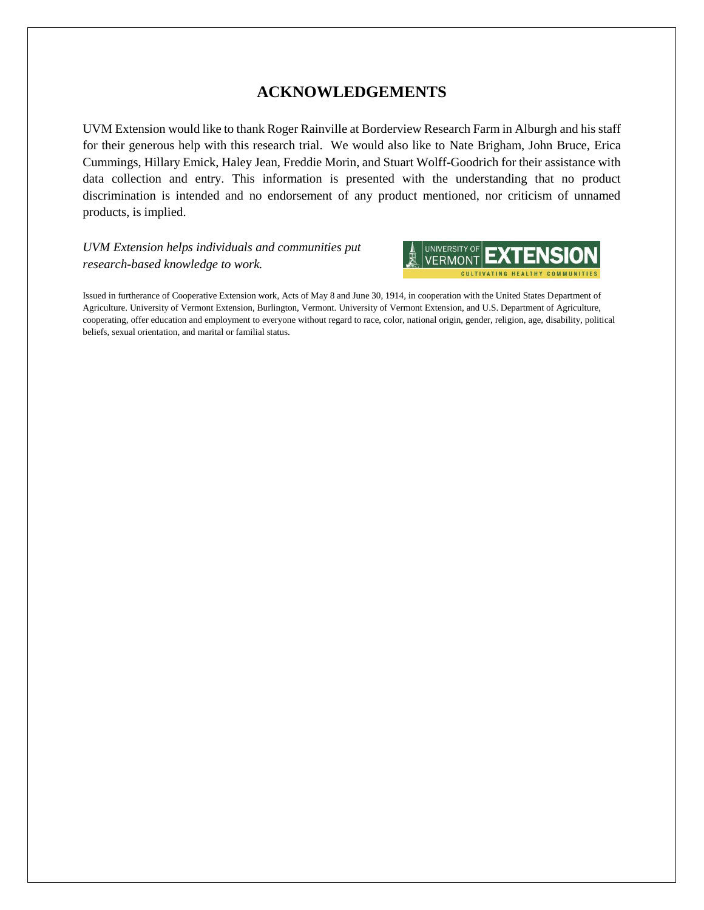## ACKNOWLEDGEMENTS

UVM Extension would like to thank Roger Rainville at Borderview Research Farm in Alburgh and his staff for their generous help with this research trial. We would also like to Nate Brigham, John Bruce, Erica Cummings, Hillary Emick, Haley Jean, Freddie Morin, and Stuart Wolff-Goodrich for their assistance with data collection and entry. This information is presented with the understanding that no product discrimination is intended and no endorsement of any product mentioned, nor criticism of unnamed products, is implied.

*UVM Extension helps individuals and communities put research-based knowledge to work.*

UNIVERSITY OF VERMONT EXTENSION
CULTIVATING HEALTHY COMMUNITIES

Issued in furtherance of Cooperative Extension work, Acts of May 8 and June 30, 1914, in cooperation with the United States Department of Agriculture. University of Vermont Extension, Burlington, Vermont. University of Vermont Extension, and U.S. Department of Agriculture, cooperating, offer education and employment to everyone without regard to race, color, national origin, gender, religion, age, disability, political beliefs, sexual orientation, and marital or familial status.